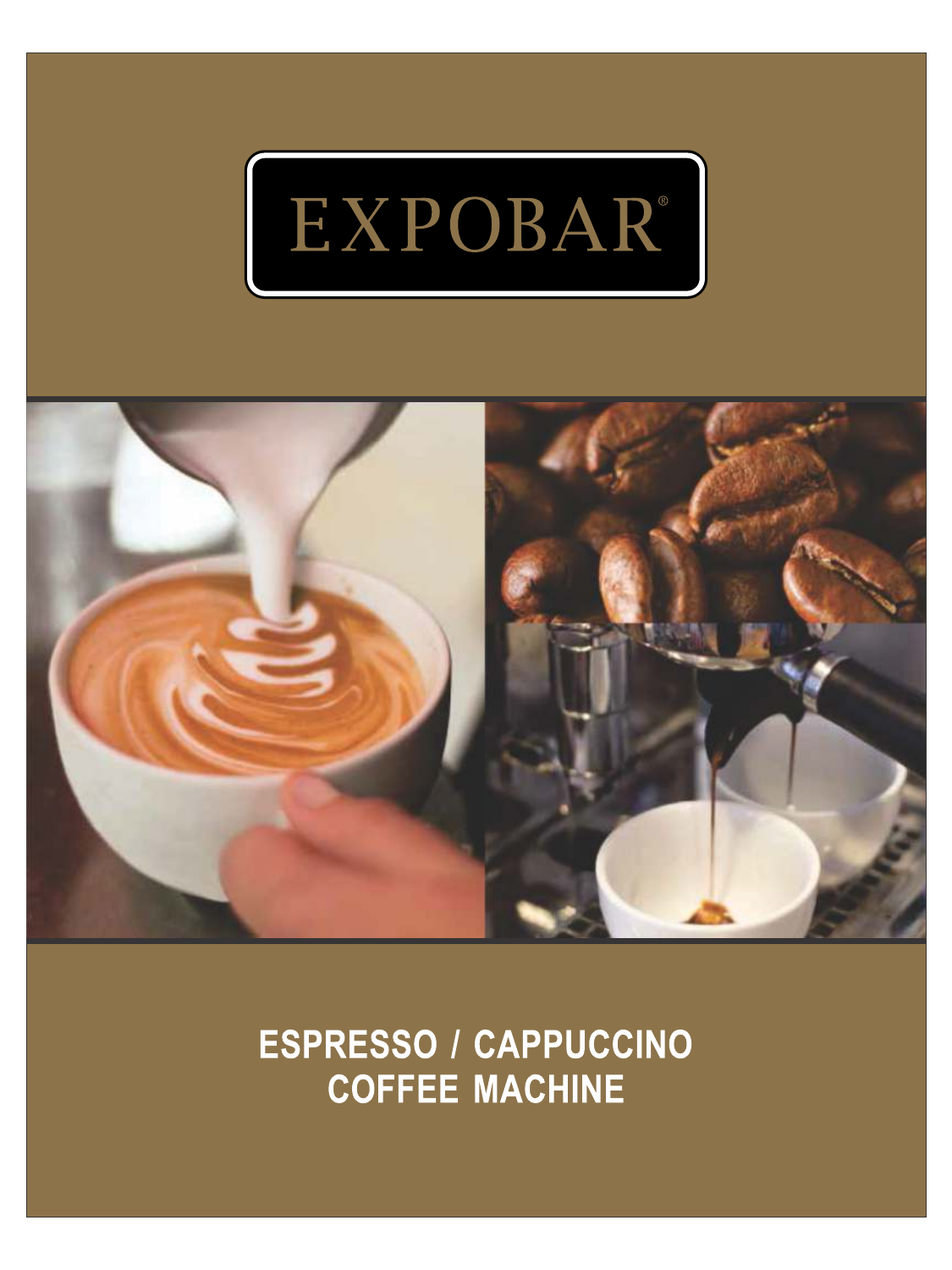# EXPOBAR®

## ESPRESSO / CAPPUCCINO COFFEE MACHINE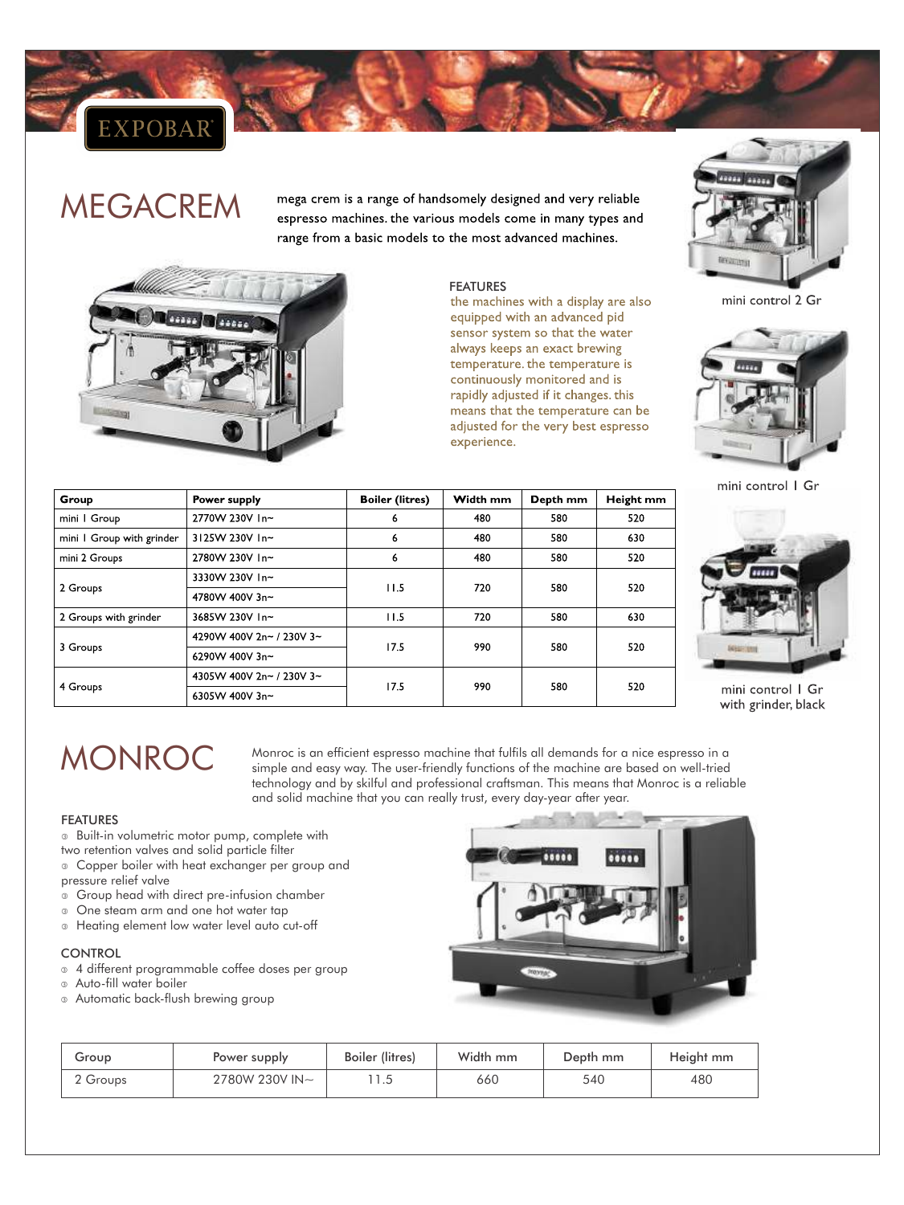EXPOBAR

# MEGACREM

mega crem is a range of handsomely designed and very reliable espresso machines. the various models come in many types and range from a basic models to the most advanced machines.

FEATURES

the machines with a display are also equipped with an advanced pid sensor system so that the water always keeps an exact brewing temperature. the temperature is continuously monitored and is rapidly adjusted if it changes. this means that the temperature can be adjusted for the very best espresso experience.

mini control 2 Gr

mini control 1 Gr

mini control 1 Gr with grinder, black

| Group | Power supply | Boiler (litres) | Width mm | Depth mm | Height mm |
|---|---|---|---|---|---|
| mini 1 Group | 2770W 230V 1n~ | 6 | 480 | 580 | 520 |
| mini 1 Group with grinder | 3125W 230V 1n~ | 6 | 480 | 580 | 630 |
| mini 2 Groups | 2780W 230V 1n~ | 6 | 480 | 580 | 520 |
| 2 Groups | 3330W 230V 1n~ | 11.5 | 720 | 580 | 520 |
| | 4780W 400V 3n~ | | | | |
| 2 Groups with grinder | 3685W 230V 1n~ | 11.5 | 720 | 580 | 630 |
| 3 Groups | 4290W 400V 2n~ / 230V 3~ | 17.5 | 990 | 580 | 520 |
| | 6290W 400V 3n~ | | | | |
| 4 Groups | 4305W 400V 2n~ / 230V 3~ | 17.5 | 990 | 580 | 520 |
| | 6305W 400V 3n~ | | | | |

# MONROC

Monroc is an efficient espresso machine that fulfils all demands for a nice espresso in a simple and easy way. The user-friendly functions of the machine are based on well-tried technology and by skilful and professional craftsman. This means that Monroc is a reliable and solid machine that you can really trust, every day-year after year.

FEATURES

- Built-in volumetric motor pump, complete with two retention valves and solid particle filter
- Copper boiler with heat exchanger per group and pressure relief valve
- Group head with direct pre-infusion chamber
- One steam arm and one hot water tap
- Heating element low water level auto cut-off

CONTROL

- 4 different programmable coffee doses per group
- Auto-fill water boiler
- Automatic back-flush brewing group

| Group | Power supply | Boiler (litres) | Width mm | Depth mm | Height mm |
|---|---|---|---|---|---|
| 2 Groups | 2780W 230V IN~ | 11.5 | 660 | 540 | 480 |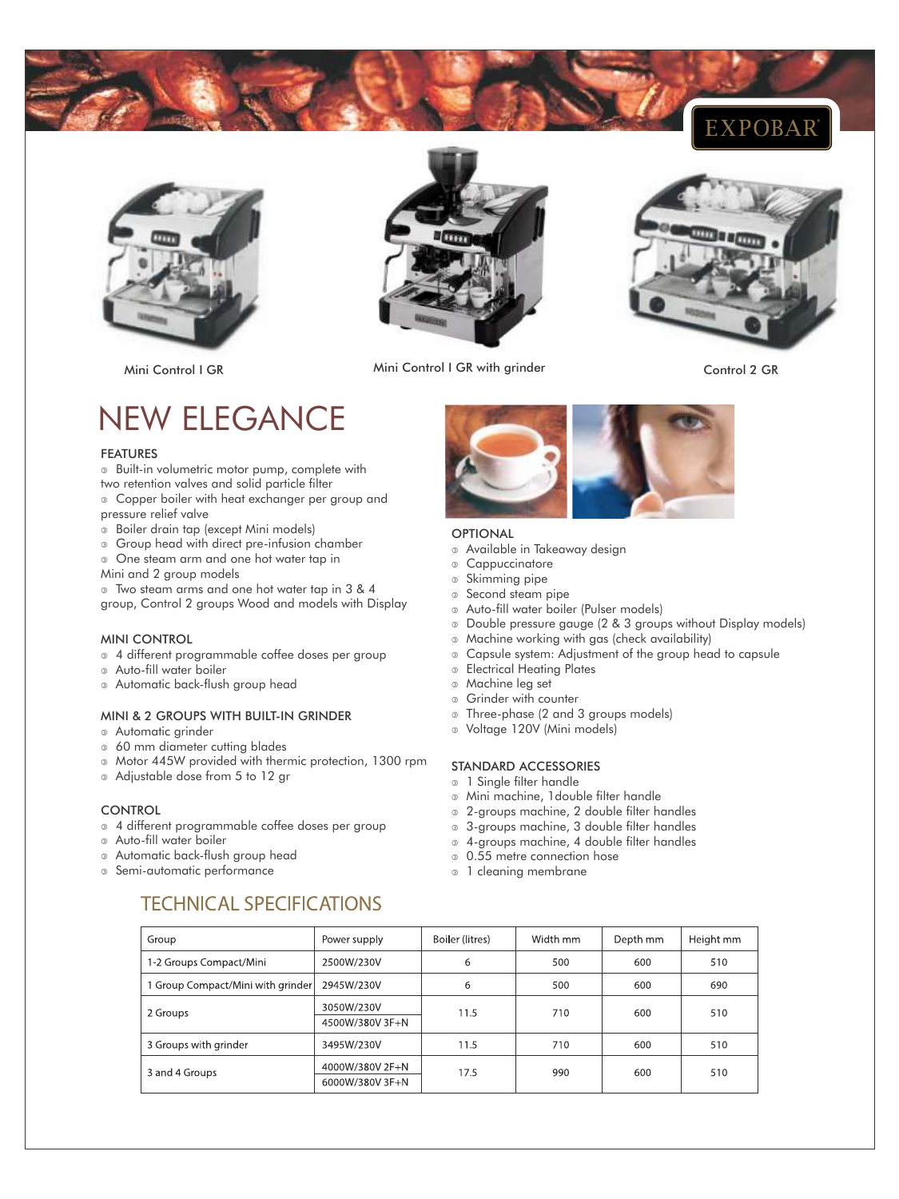EXPOBAR®

Mini Control I GR

Mini Control I GR with grinder

Control 2 GR

# NEW ELEGANCE

### FEATURES

- Built-in volumetric motor pump, complete with two retention valves and solid particle filter
- Copper boiler with heat exchanger per group and pressure relief valve
- Boiler drain tap (except Mini models)
- Group head with direct pre-infusion chamber
- One steam arm and one hot water tap in Mini and 2 group models
- Two steam arms and one hot water tap in 3 & 4 group, Control 2 groups Wood and models with Display

### MINI CONTROL

- 4 different programmable coffee doses per group
- Auto-fill water boiler
- Automatic back-flush group head

### MINI & 2 GROUPS WITH BUILT-IN GRINDER

- Automatic grinder
- 60 mm diameter cutting blades
- Motor 445W provided with thermic protection, 1300 rpm
- Adjustable dose from 5 to 12 gr

### CONTROL

- 4 different programmable coffee doses per group
- Auto-fill water boiler
- Automatic back-flush group head
- Semi-automatic performance

### OPTIONAL

- Available in Takeaway design
- Cappuccinatore
- Skimming pipe
- Second steam pipe
- Auto-fill water boiler (Pulser models)
- Double pressure gauge (2 & 3 groups without Display models)
- Machine working with gas (check availability)
- Capsule system: Adjustment of the group head to capsule
- Electrical Heating Plates
- Machine leg set
- Grinder with counter
- Three-phase (2 and 3 groups models)
- Voltage 120V (Mini models)

### STANDARD ACCESSORIES

- 1 Single filter handle
- Mini machine, 1double filter handle
- 2-groups machine, 2 double filter handles
- 3-groups machine, 3 double filter handles
- 4-groups machine, 4 double filter handles
- 0.55 metre connection hose
- 1 cleaning membrane

## TECHNICAL SPECIFICATIONS

| Group | Power supply | Boiler (litres) | Width mm | Depth mm | Height mm |
|---|---|---|---|---|---|
| 1-2 Groups Compact/Mini | 2500W/230V | 6 | 500 | 600 | 510 |
| 1 Group Compact/Mini with grinder | 2945W/230V | 6 | 500 | 600 | 690 |
| 2 Groups | 3050W/230V<br>4500W/380V 3F+N | 11.5 | 710 | 600 | 510 |
| 3 Groups with grinder | 3495W/230V | 11.5 | 710 | 600 | 510 |
| 3 and 4 Groups | 4000W/380V 2F+N<br>6000W/380V 3F+N | 17.5 | 990 | 600 | 510 |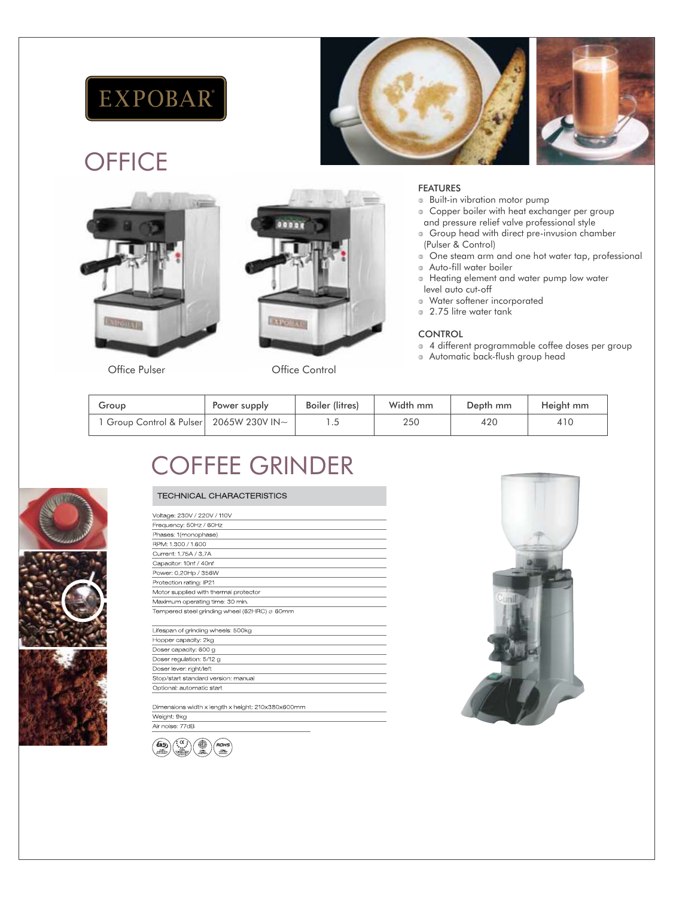EXPOBAR®

# OFFICE

Office Pulser

Office Control

### FEATURES

- Built-in vibration motor pump
- Copper boiler with heat exchanger per group and pressure relief valve professional style
- Group head with direct pre-invusion chamber (Pulser & Control)
- One steam arm and one hot water tap, professional
- Auto-fill water boiler
- Heating element and water pump low water level auto cut-off
- Water softener incorporated
- 2.75 litre water tank

### CONTROL

- 4 different programmable coffee doses per group
- Automatic back-flush group head

| Group | Power supply | Boiler (litres) | Width mm | Depth mm | Height mm |
| --- | --- | --- | --- | --- | --- |
| 1 Group Control & Pulser | 2065W 230V IN~ | 1.5 | 250 | 420 | 410 |

# COFFEE GRINDER

### TECHNICAL CHARACTERISTICS

Voltage: 230V / 220V / 110V
Frequency: 50Hz / 60Hz
Phases: 1(monophase)
RPM: 1.300 / 1.600
Current: 1,75A / 3,7A
Capacitor: 10nf / 40nf
Power: 0,20Hp / 356W
Protection rating: IP21
Motor supplied with thermal protector
Maximum operating time: 30 min.
Tempered steel grinding wheel (62HRC) ⌀ 60mm

Lifespan of grinding wheels: 500kg
Hopper capacity: 2kg
Doser capacity: 600 g
Doser regulation: 5/12 g
Doser lever: right/left
Stop/start standard version: manual
Optional: automatic start

Dimensions width x length x height: 210x380x600mm
Weight: 9kg
Air noise: 77dB